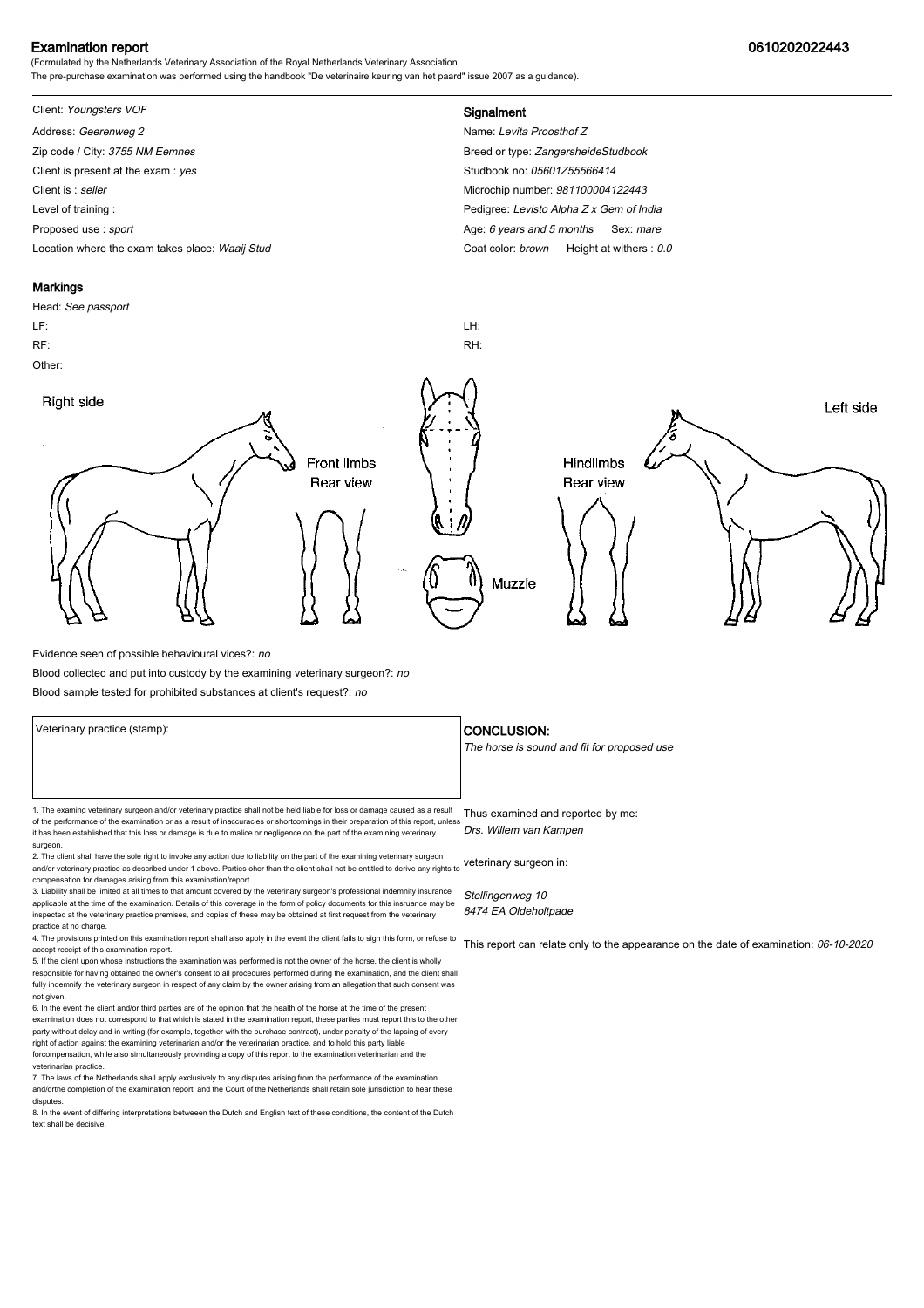# Examination report

**0610202022443**

(Formulated by the Netherlands Veterinary Association of the Royal Netherlands Veterinary Association.
The pre-purchase examination was performed using the handbook "De veterinaire keuring van het paard" issue 2007 as a guidance).

Client: *Youngsters VOF*
Address: *Geerenweg 2*
Zip code / City: *3755 NM Eemnes*
Client is present at the exam : *yes*
Client is : *seller*
Level of training :
Proposed use : *sport*
Location where the exam takes place: *Waaij Stud*

## Signalment

Name: *Levita Proosthof Z*
Breed or type: *ZangersheideStudbook*
Studbook no: *05601Z55566414*
Microchip number: *981100004122443*
Pedigree: *Levisto Alpha Z x Gem of India*
Age: *6 years and 5 months* Sex: *mare*
Coat color: *brown* Height at withers : *0.0*

## Markings

Head: *See passport*
LF:
RF:
LH:
RH:
Other:

Right side | Front limbs Rear view | Muzzle | Hindlimbs Rear view | Left side

Evidence seen of possible behavioural vices?: *no*
Blood collected and put into custody by the examining veterinary surgeon?: *no*
Blood sample tested for prohibited substances at client's request?: *no*

Veterinary practice (stamp):

## CONCLUSION:

*The horse is sound and fit for proposed use*

Thus examined and reported by me:
*Drs. Willem van Kampen*

veterinary surgeon in:

*Stellingenweg 10*
*8474 EA Oldeholtpade*

This report can relate only to the appearance on the date of examination: *06-10-2020*

1. The examing veterinary surgeon and/or veterinary practice shall not be held liable for loss or damage caused as a result of the performance of the examination or as a result of inaccuracies or shortcomings in their preparation of this report, unless it has been established that this loss or damage is due to malice or negligence on the part of the examining veterinary surgeon.
2. The client shall have the sole right to invoke any action due to liability on the part of the examining veterinary surgeon and/or veterinary practice as described under 1 above. Parties oher than the client shall not be entitled to derive any rights to compensation for damages arising from this examination/report.
3. Liability shall be limited at all times to that amount covered by the veterinary surgeon's professional indemnity insurance applicable at the time of the examination. Details of this coverage in the form of policy documents for this insruance may be inspected at the veterinary practice premises, and copies of these may be obtained at first request from the veterinary practice at no charge.
4. The provisions printed on this examination report shall also apply in the event the client fails to sign this form, or refuse to accept receipt of this examination report.
5. If the client upon whose instructions the examination was performed is not the owner of the horse, the client is wholly responsible for having obtained the owner's consent to all procedures performed during the examination, and the client shall fully indemnify the veterinary surgeon in respect of any claim by the owner arising from an allegation that such consent was not given.
6. In the event the client and/or third parties are of the opinion that the health of the horse at the time of the present examination does not correspond to that which is stated in the examination report, these parties must report this to the other party without delay and in writing (for example, together with the purchase contract), under penalty of the lapsing of every right of action against the examining veterinarian and/or the veterinarian practice, and to hold this party liable forcompensation, while also simultaneously provinding a copy of this report to the examination veterinarian and the veterinarian practice.
7. The laws of the Netherlands shall apply exclusively to any disputes arising from the performance of the examination and/orthe completion of the examination report, and the Court of the Netherlands shall retain sole jurisdiction to hear these disputes.
8. In the event of differing interpretations betweeen the Dutch and English text of these conditions, the content of the Dutch text shall be decisive.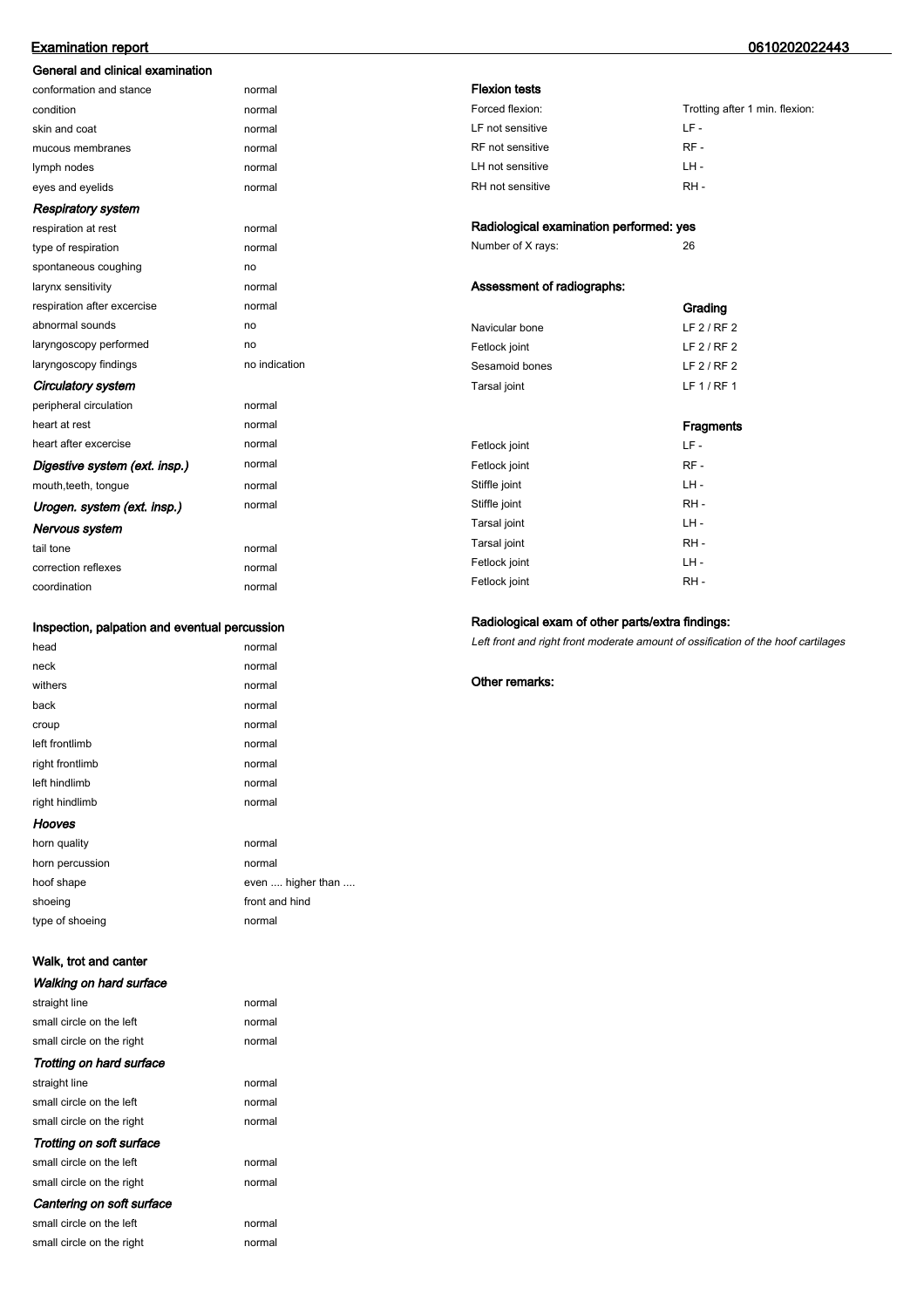## Examination report

0610202022443

### General and clinical examination

| | |
|---|---|
| conformation and stance | normal |
| condition | normal |
| skin and coat | normal |
| mucous membranes | normal |
| lymph nodes | normal |
| eyes and eyelids | normal |

#### *Respiratory system*

| | |
|---|---|
| respiration at rest | normal |
| type of respiration | normal |
| spontaneous coughing | no |
| larynx sensitivity | normal |
| respiration after excercise | normal |
| abnormal sounds | no |
| laryngoscopy performed | no |
| laryngoscopy findings | no indication |

#### *Circulatory system*

| | |
|---|---|
| peripheral circulation | normal |
| heart at rest | normal |
| heart after excercise | normal |
| ***Digestive system (ext. insp.)*** | normal |
| mouth,teeth, tongue | normal |
| ***Urogen. system (ext. insp.)*** | normal |

#### *Nervous system*

| | |
|---|---|
| tail tone | normal |
| correction reflexes | normal |
| coordination | normal |

### Inspection, palpation and eventual percussion

| | |
|---|---|
| head | normal |
| neck | normal |
| withers | normal |
| back | normal |
| croup | normal |
| left frontlimb | normal |
| right frontlimb | normal |
| left hindlimb | normal |
| right hindlimb | normal |

#### *Hooves*

| | |
|---|---|
| horn quality | normal |
| horn percussion | normal |
| hoof shape | even .... higher than .... |
| shoeing | front and hind |
| type of shoeing | normal |

### Walk, trot and canter

#### *Walking on hard surface*

| | |
|---|---|
| straight line | normal |
| small circle on the left | normal |
| small circle on the right | normal |

#### *Trotting on hard surface*

| | |
|---|---|
| straight line | normal |
| small circle on the left | normal |
| small circle on the right | normal |

#### *Trotting on soft surface*

| | |
|---|---|
| small circle on the left | normal |
| small circle on the right | normal |

#### *Cantering on soft surface*

| | |
|---|---|
| small circle on the left | normal |
| small circle on the right | normal |

### Flexion tests

| Forced flexion: | Trotting after 1 min. flexion: |
|---|---|
| LF not sensitive | LF - |
| RF not sensitive | RF - |
| LH not sensitive | LH - |
| RH not sensitive | RH - |

### Radiological examination performed: yes

Number of X rays: 26

### Assessment of radiographs:

| | Grading |
|---|---|
| Navicular bone | LF 2 / RF 2 |
| Fetlock joint | LF 2 / RF 2 |
| Sesamoid bones | LF 2 / RF 2 |
| Tarsal joint | LF 1 / RF 1 |

| | Fragments |
|---|---|
| Fetlock joint | LF - |
| Fetlock joint | RF - |
| Stiffle joint | LH - |
| Stiffle joint | RH - |
| Tarsal joint | LH - |
| Tarsal joint | RH - |
| Fetlock joint | LH - |
| Fetlock joint | RH - |

### Radiological exam of other parts/extra findings:

*Left front and right front moderate amount of ossification of the hoof cartilages*

### Other remarks: